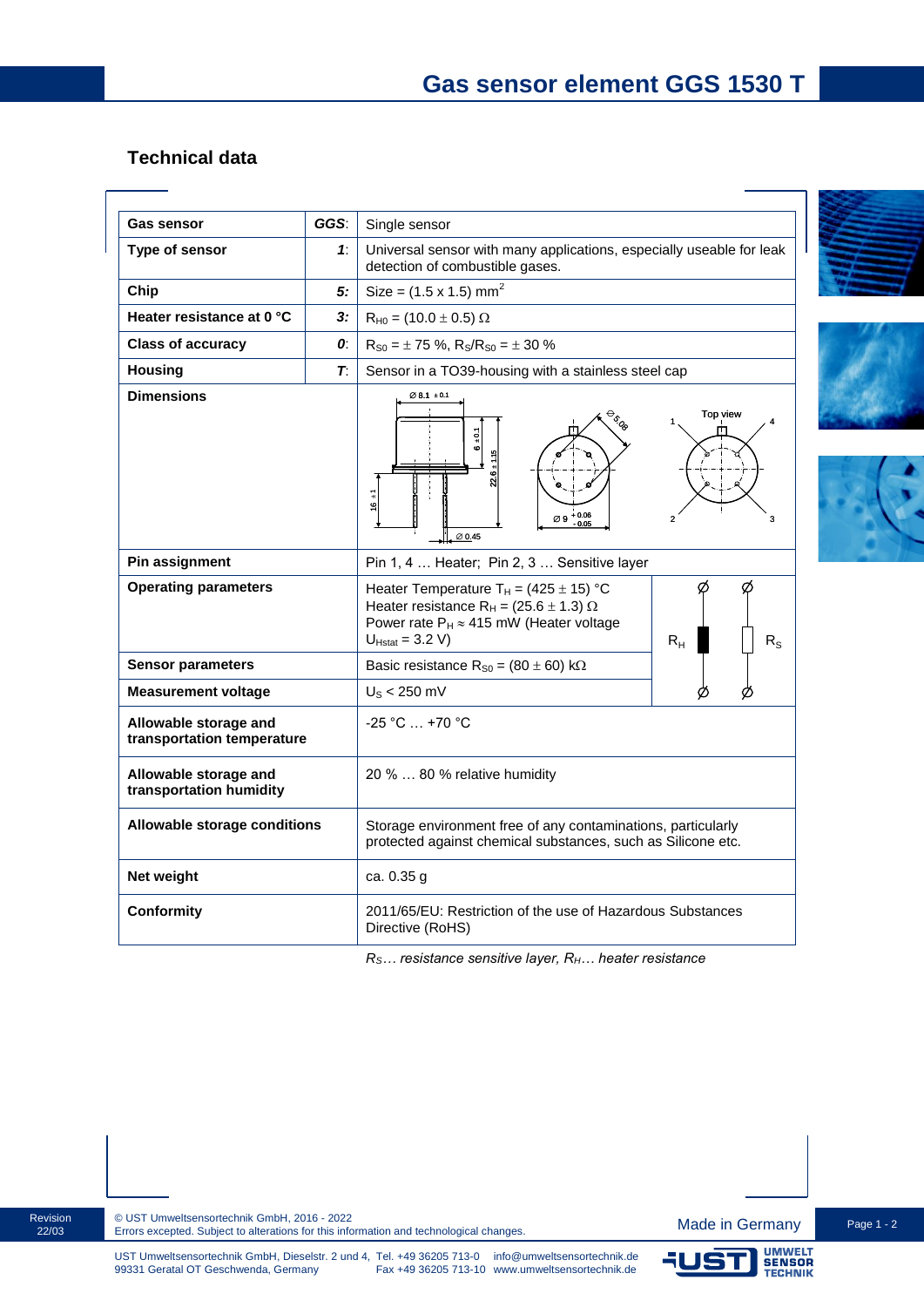# Gas sensor element GGS 1530 T

## Technical data

| | | |
|---|---|---|
| **Gas sensor** | ***GGS***: | Single sensor |
| **Type of sensor** | ***1***: | Universal sensor with many applications, especially useable for leak detection of combustible gases. |
| **Chip** | ***5:*** | Size = (1.5 x 1.5) mm$^2$ |
| **Heater resistance at 0 °C** | ***3:*** | $R_{H0}$ = (10.0 ± 0.5) Ω |
| **Class of accuracy** | ***0***: | $R_{S0}$ = ± 75 %, $R_S/R_{S0}$ = ± 30 % |
| **Housing** | ***T***: | Sensor in a TO39-housing with a stainless steel cap |
| **Dimensions** | | |
| **Pin assignment** | | Pin 1, 4 … Heater; Pin 2, 3 … Sensitive layer |
| **Operating parameters** | | Heater Temperature $T_H$ = (425 ± 15) °C<br>Heater resistance $R_H$ = (25.6 ± 1.3) Ω<br>Power rate $P_H$ ≈ 415 mW (Heater voltage $U_{Hstat}$ = 3.2 V) |
| **Sensor parameters** | | Basic resistance $R_{S0}$ = (80 ± 60) kΩ |
| **Measurement voltage** | | $U_S$ < 250 mV |
| **Allowable storage and transportation temperature** | | -25 °C … +70 °C |
| **Allowable storage and transportation humidity** | | 20 % … 80 % relative humidity |
| **Allowable storage conditions** | | Storage environment free of any contaminations, particularly protected against chemical substances, such as Silicone etc. |
| **Net weight** | | ca. 0.35 g |
| **Conformity** | | 2011/65/EU: Restriction of the use of Hazardous Substances Directive (RoHS) |

*$R_S$… resistance sensitive layer, $R_H$… heater resistance*

Revision 22/03

© UST Umweltsensortechnik GmbH, 2016 - 2022
Errors excepted. Subject to alterations for this information and technological changes.

Made in Germany

UST Umweltsensortechnik GmbH, Dieselstr. 2 und 4, 99331 Geratal OT Geschwenda, Germany
Tel. +49 36205 713-0, Fax +49 36205 713-10
info@umweltsensortechnik.de, www.umweltsensortechnik.de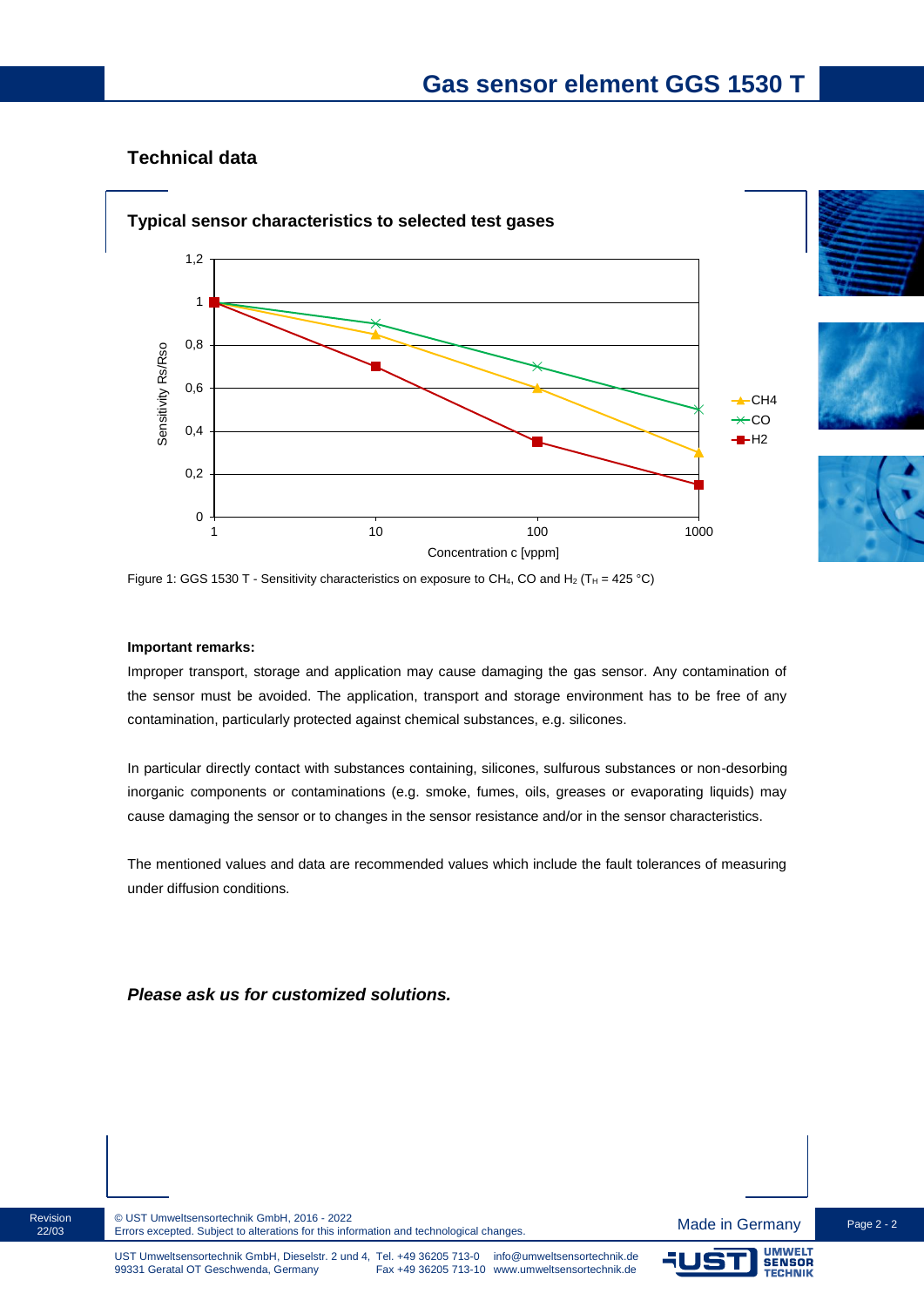# Gas sensor element GGS 1530 T

## Technical data

### Typical sensor characteristics to selected test gases

1,2
1
0,8
0,6
0,4
0,2
0

Sensitivity Rs/Rso

1
10
100
1000

Concentration c [vppm]

CH4
CO
H2

Figure 1: GGS 1530 T - Sensitivity characteristics on exposure to $CH_4$, CO and $H_2$ ($T_H$ = 425 °C)

**Important remarks:**

Improper transport, storage and application may cause damaging the gas sensor. Any contamination of the sensor must be avoided. The application, transport and storage environment has to be free of any contamination, particularly protected against chemical substances, e.g. silicones.

In particular directly contact with substances containing, silicones, sulfurous substances or non-desorbing inorganic components or contaminations (e.g. smoke, fumes, oils, greases or evaporating liquids) may cause damaging the sensor or to changes in the sensor resistance and/or in the sensor characteristics.

The mentioned values and data are recommended values which include the fault tolerances of measuring under diffusion conditions.

***Please ask us for customized solutions.***

Revision 22/03

© UST Umweltsensortechnik GmbH, 2016 - 2022
Errors excepted. Subject to alterations for this information and technological changes.

Made in Germany

UST Umweltsensortechnik GmbH, Dieselstr. 2 und 4, 99331 Geratal OT Geschwenda, Germany
Tel. +49 36205 713-0 Fax +49 36205 713-10
info@umweltsensortechnik.de www.umweltsensortechnik.de